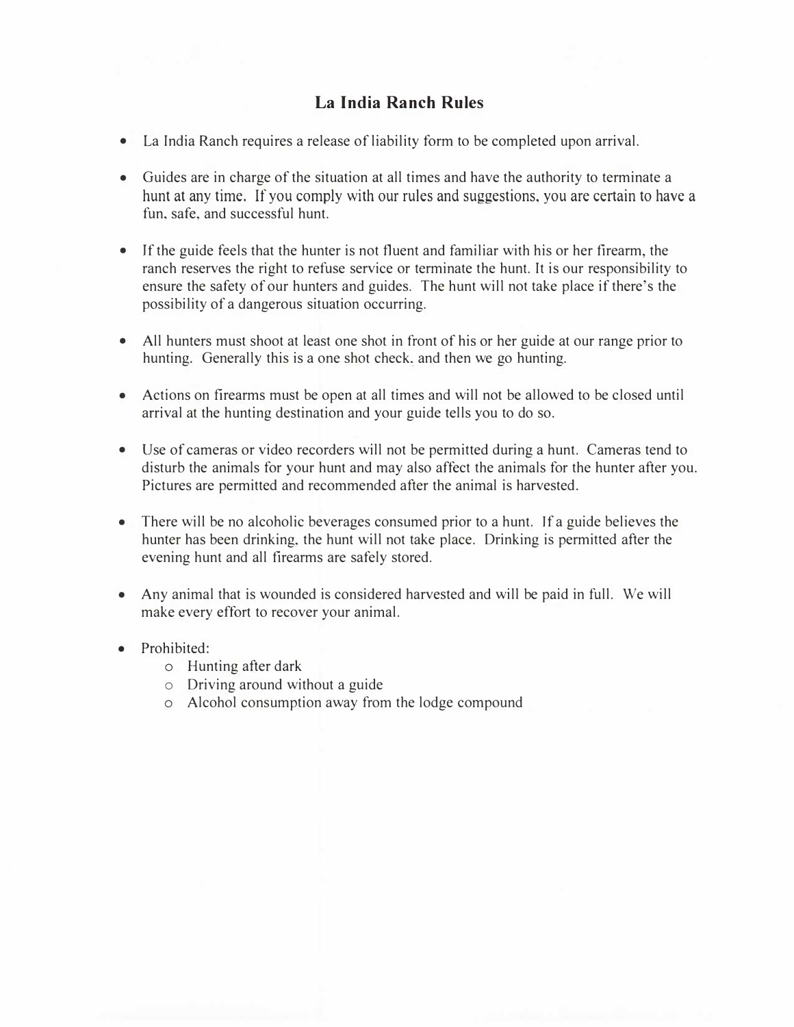# La India Ranch Rules

- La India Ranch requires a release of liability form to be completed upon arrival.
- Guides are in charge of the situation at all times and have the authority to terminate a hunt at any time. If you comply with our rules and suggestions, you are certain to have a fun, safe, and successful hunt.
- If the guide feels that the hunter is not fluent and familiar with his or her firearm, the ranch reserves the right to refuse service or terminate the hunt. It is our responsibility to ensure the safety of our hunters and guides. The hunt will not take place if there's the possibility of a dangerous situation occurring.
- All hunters must shoot at least one shot in front of his or her guide at our range prior to hunting. Generally this is a one shot check, and then we go hunting.
- Actions on firearms must be open at all times and will not be allowed to be closed until arrival at the hunting destination and your guide tells you to do so.
- Use of cameras or video recorders will not be permitted during a hunt. Cameras tend to disturb the animals for your hunt and may also affect the animals for the hunter after you. Pictures are permitted and recommended after the animal is harvested.
- There will be no alcoholic beverages consumed prior to a hunt. If a guide believes the hunter has been drinking, the hunt will not take place. Drinking is permitted after the evening hunt and all firearms are safely stored.
- Any animal that is wounded is considered harvested and will be paid in full. We will make every effort to recover your animal.
- Prohibited:
  - Hunting after dark
  - Driving around without a guide
  - Alcohol consumption away from the lodge compound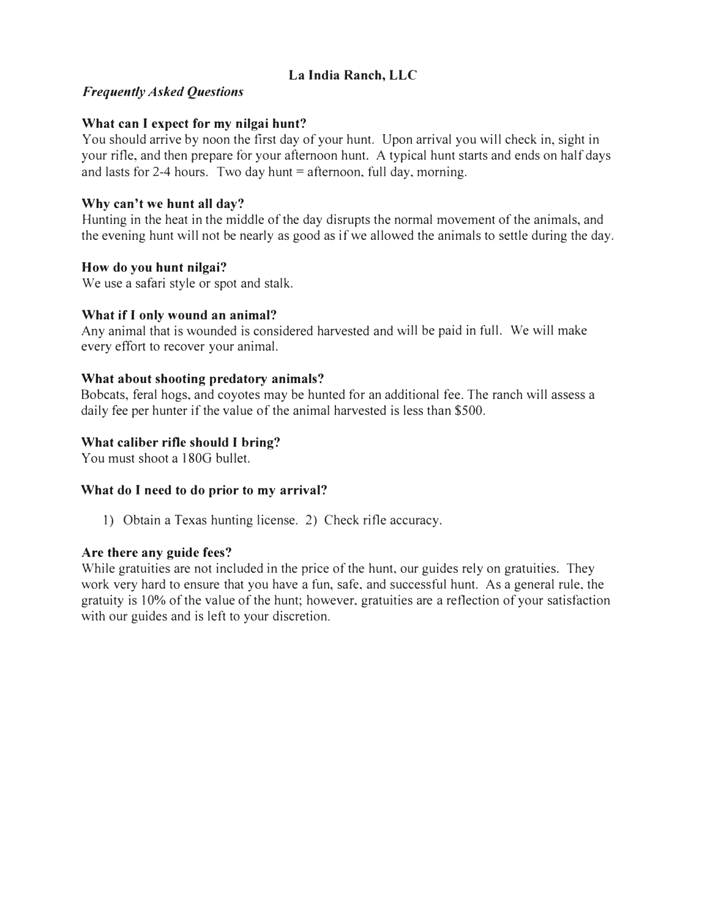# La India Ranch, LLC

*Frequently Asked Questions*

**What can I expect for my nilgai hunt?**
You should arrive by noon the first day of your hunt. Upon arrival you will check in, sight in your rifle, and then prepare for your afternoon hunt. A typical hunt starts and ends on half days and lasts for 2-4 hours. Two day hunt = afternoon, full day, morning.

**Why can't we hunt all day?**
Hunting in the heat in the middle of the day disrupts the normal movement of the animals, and the evening hunt will not be nearly as good as if we allowed the animals to settle during the day.

**How do you hunt nilgai?**
We use a safari style or spot and stalk.

**What if I only wound an animal?**
Any animal that is wounded is considered harvested and will be paid in full. We will make every effort to recover your animal.

**What about shooting predatory animals?**
Bobcats, feral hogs, and coyotes may be hunted for an additional fee. The ranch will assess a daily fee per hunter if the value of the animal harvested is less than $500.

**What caliber rifle should I bring?**
You must shoot a 180G bullet.

**What do I need to do prior to my arrival?**

1) Obtain a Texas hunting license. 2) Check rifle accuracy.

**Are there any guide fees?**
While gratuities are not included in the price of the hunt, our guides rely on gratuities. They work very hard to ensure that you have a fun, safe, and successful hunt. As a general rule, the gratuity is 10% of the value of the hunt; however, gratuities are a reflection of your satisfaction with our guides and is left to your discretion.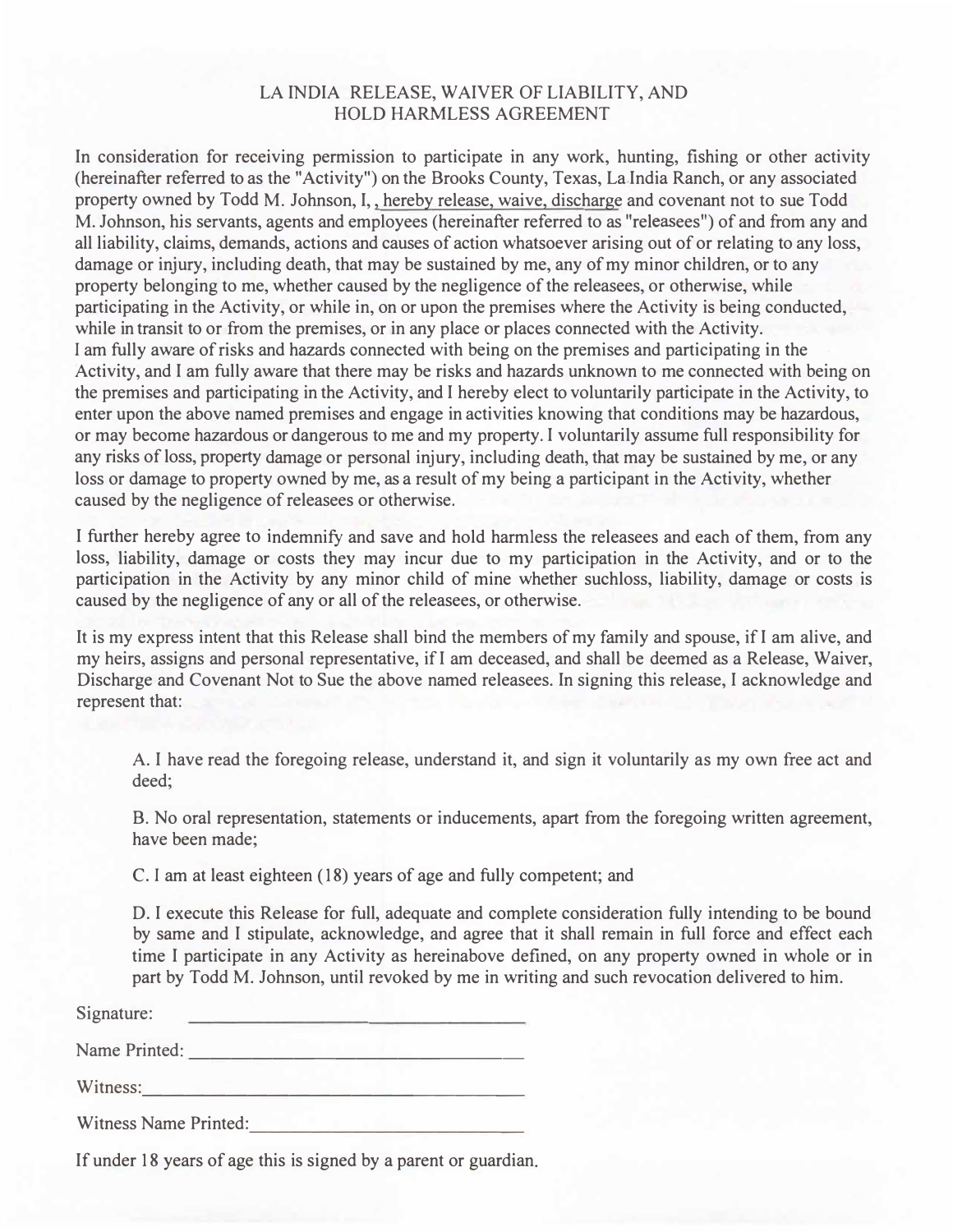# LA INDIA RELEASE, WAIVER OF LIABILITY, AND HOLD HARMLESS AGREEMENT

In consideration for receiving permission to participate in any work, hunting, fishing or other activity (hereinafter referred to as the "Activity") on the Brooks County, Texas, La India Ranch, or any associated property owned by Todd M. Johnson, I, , hereby release, waive, discharge and covenant not to sue Todd M. Johnson, his servants, agents and employees (hereinafter referred to as "releasees") of and from any and all liability, claims, demands, actions and causes of action whatsoever arising out of or relating to any loss, damage or injury, including death, that may be sustained by me, any of my minor children, or to any property belonging to me, whether caused by the negligence of the releasees, or otherwise, while participating in the Activity, or while in, on or upon the premises where the Activity is being conducted, while in transit to or from the premises, or in any place or places connected with the Activity.

I am fully aware of risks and hazards connected with being on the premises and participating in the Activity, and I am fully aware that there may be risks and hazards unknown to me connected with being on the premises and participating in the Activity, and I hereby elect to voluntarily participate in the Activity, to enter upon the above named premises and engage in activities knowing that conditions may be hazardous, or may become hazardous or dangerous to me and my property. I voluntarily assume full responsibility for any risks of loss, property damage or personal injury, including death, that may be sustained by me, or any loss or damage to property owned by me, as a result of my being a participant in the Activity, whether caused by the negligence of releasees or otherwise.

I further hereby agree to indemnify and save and hold harmless the releasees and each of them, from any loss, liability, damage or costs they may incur due to my participation in the Activity, and or to the participation in the Activity by any minor child of mine whether suchloss, liability, damage or costs is caused by the negligence of any or all of the releasees, or otherwise.

It is my express intent that this Release shall bind the members of my family and spouse, if I am alive, and my heirs, assigns and personal representative, if I am deceased, and shall be deemed as a Release, Waiver, Discharge and Covenant Not to Sue the above named releasees. In signing this release, I acknowledge and represent that:

A. I have read the foregoing release, understand it, and sign it voluntarily as my own free act and deed;

B. No oral representation, statements or inducements, apart from the foregoing written agreement, have been made;

C. I am at least eighteen (18) years of age and fully competent; and

D. I execute this Release for full, adequate and complete consideration fully intending to be bound by same and I stipulate, acknowledge, and agree that it shall remain in full force and effect each time I participate in any Activity as hereinabove defined, on any property owned in whole or in part by Todd M. Johnson, until revoked by me in writing and such revocation delivered to him.

Signature: ______________________________

Name Printed: ______________________________

Witness: ______________________________

Witness Name Printed: ______________________________

If under 18 years of age this is signed by a parent or guardian.